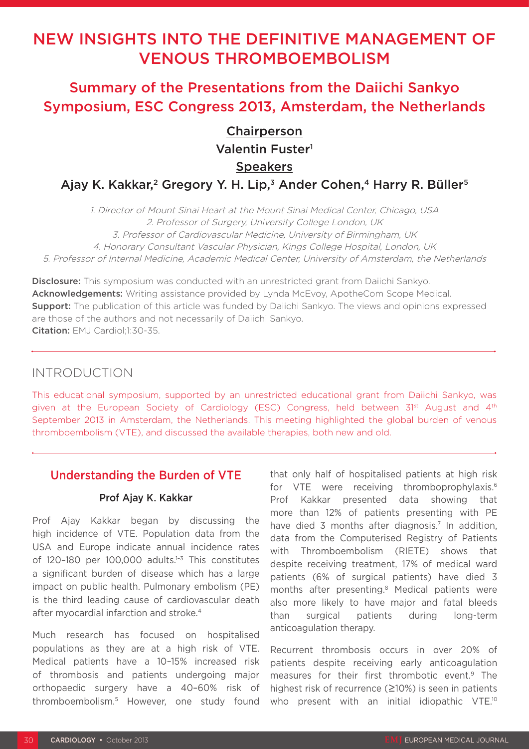# NEW INSIGHTS INTO THE DEFINITIVE MANAGEMENT OF VENOUS THROMBOEMBOLISM

## Summary of the Presentations from the Daiichi Sankyo Symposium, ESC Congress 2013, Amsterdam, the Netherlands

**Chairperson**

Valentin Fuster[1]

**Speakers**

Ajay K. Kakkar,[2] Gregory Y. H. Lip,[3] Ander Cohen,[4] Harry R. Büller[5]

*1. Director of Mount Sinai Heart at the Mount Sinai Medical Center, Chicago, USA*
*2. Professor of Surgery, University College London, UK*
*3. Professor of Cardiovascular Medicine, University of Birmingham, UK*
*4. Honorary Consultant Vascular Physician, Kings College Hospital, London, UK*
*5. Professor of Internal Medicine, Academic Medical Center, University of Amsterdam, the Netherlands*

**Disclosure:** This symposium was conducted with an unrestricted grant from Daiichi Sankyo.
**Acknowledgements:** Writing assistance provided by Lynda McEvoy, ApotheCom Scope Medical.
**Support:** The publication of this article was funded by Daiichi Sankyo. The views and opinions expressed are those of the authors and not necessarily of Daiichi Sankyo.
**Citation:** EMJ Cardiol;1:30-35.

## INTRODUCTION

This educational symposium, supported by an unrestricted educational grant from Daiichi Sankyo, was given at the European Society of Cardiology (ESC) Congress, held between 31st August and 4th September 2013 in Amsterdam, the Netherlands. This meeting highlighted the global burden of venous thromboembolism (VTE), and discussed the available therapies, both new and old.

## Understanding the Burden of VTE

### Prof Ajay K. Kakkar

Prof Ajay Kakkar began by discussing the high incidence of VTE. Population data from the USA and Europe indicate annual incidence rates of 120–180 per 100,000 adults.[1-3] This constitutes a significant burden of disease which has a large impact on public health. Pulmonary embolism (PE) is the third leading cause of cardiovascular death after myocardial infarction and stroke.[4]

Much research has focused on hospitalised populations as they are at a high risk of VTE. Medical patients have a 10–15% increased risk of thrombosis and patients undergoing major orthopaedic surgery have a 40–60% risk of thromboembolism.[5] However, one study found that only half of hospitalised patients at high risk for VTE were receiving thromboprophylaxis.[6] Prof Kakkar presented data showing that more than 12% of patients presenting with PE have died 3 months after diagnosis.[7] In addition, data from the Computerised Registry of Patients with Thromboembolism (RIETE) shows that despite receiving treatment, 17% of medical ward patients (6% of surgical patients) have died 3 months after presenting.[8] Medical patients were also more likely to have major and fatal bleeds than surgical patients during long-term anticoagulation therapy.

Recurrent thrombosis occurs in over 20% of patients despite receiving early anticoagulation measures for their first thrombotic event.[9] The highest risk of recurrence (≥10%) is seen in patients who present with an initial idiopathic VTE.[10]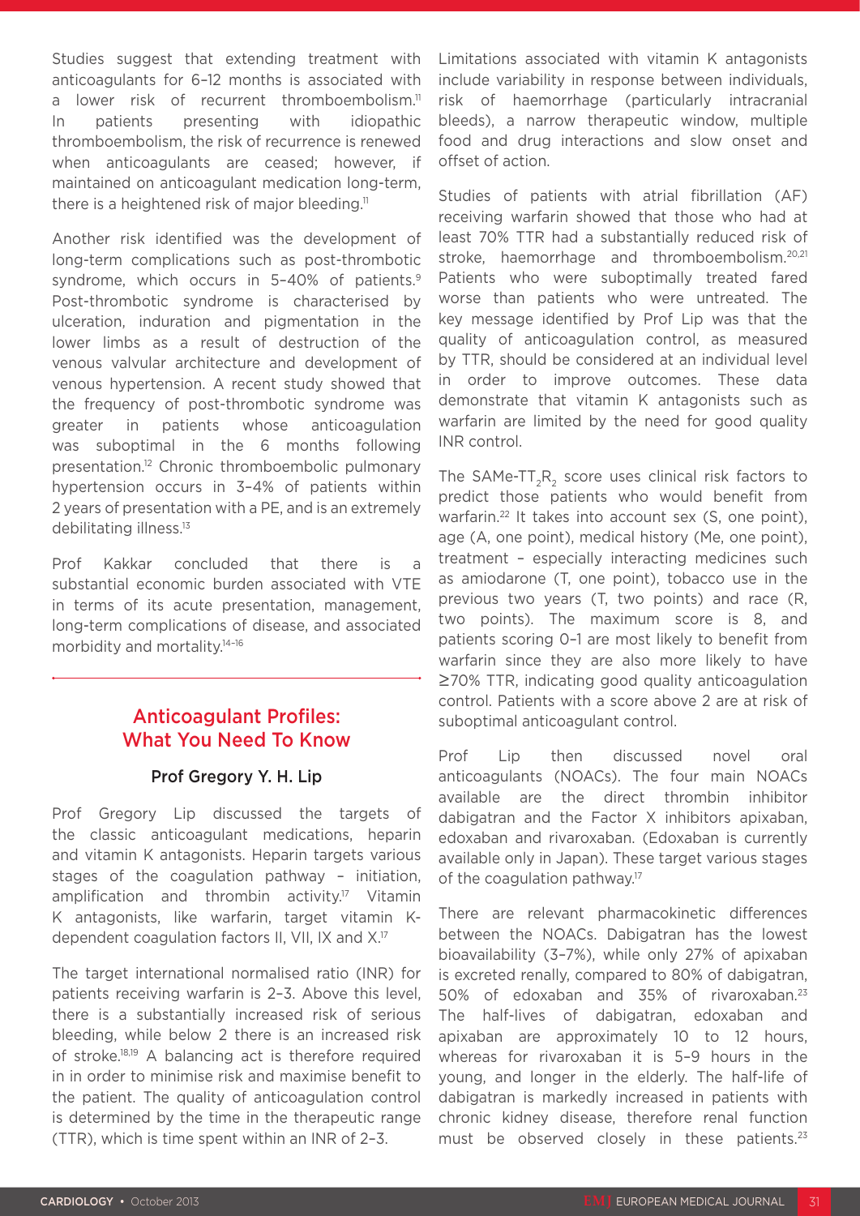Studies suggest that extending treatment with anticoagulants for 6–12 months is associated with a lower risk of recurrent thromboembolism.[11] In patients presenting with idiopathic thromboembolism, the risk of recurrence is renewed when anticoagulants are ceased; however, if maintained on anticoagulant medication long-term, there is a heightened risk of major bleeding.[11]

Another risk identified was the development of long-term complications such as post-thrombotic syndrome, which occurs in 5–40% of patients.[9] Post-thrombotic syndrome is characterised by ulceration, induration and pigmentation in the lower limbs as a result of destruction of the venous valvular architecture and development of venous hypertension. A recent study showed that the frequency of post-thrombotic syndrome was greater in patients whose anticoagulation was suboptimal in the 6 months following presentation.[12] Chronic thromboembolic pulmonary hypertension occurs in 3–4% of patients within 2 years of presentation with a PE, and is an extremely debilitating illness.[13]

Prof Kakkar concluded that there is a substantial economic burden associated with VTE in terms of its acute presentation, management, long-term complications of disease, and associated morbidity and mortality.[14–16]

## Anticoagulant Profiles: What You Need To Know

### Prof Gregory Y. H. Lip

Prof Gregory Lip discussed the targets of the classic anticoagulant medications, heparin and vitamin K antagonists. Heparin targets various stages of the coagulation pathway – initiation, amplification and thrombin activity.[17] Vitamin K antagonists, like warfarin, target vitamin K-dependent coagulation factors II, VII, IX and X.[17]

The target international normalised ratio (INR) for patients receiving warfarin is 2–3. Above this level, there is a substantially increased risk of serious bleeding, while below 2 there is an increased risk of stroke.[18,19] A balancing act is therefore required in in order to minimise risk and maximise benefit to the patient. The quality of anticoagulation control is determined by the time in the therapeutic range (TTR), which is time spent within an INR of 2–3.

Limitations associated with vitamin K antagonists include variability in response between individuals, risk of haemorrhage (particularly intracranial bleeds), a narrow therapeutic window, multiple food and drug interactions and slow onset and offset of action.

Studies of patients with atrial fibrillation (AF) receiving warfarin showed that those who had at least 70% TTR had a substantially reduced risk of stroke, haemorrhage and thromboembolism.[20,21] Patients who were suboptimally treated fared worse than patients who were untreated. The key message identified by Prof Lip was that the quality of anticoagulation control, as measured by TTR, should be considered at an individual level in order to improve outcomes. These data demonstrate that vitamin K antagonists such as warfarin are limited by the need for good quality INR control.

The SAMe-TT$_2$R$_2$ score uses clinical risk factors to predict those patients who would benefit from warfarin.[22] It takes into account sex (S, one point), age (A, one point), medical history (Me, one point), treatment – especially interacting medicines such as amiodarone (T, one point), tobacco use in the previous two years (T, two points) and race (R, two points). The maximum score is 8, and patients scoring 0–1 are most likely to benefit from warfarin since they are also more likely to have ≥70% TTR, indicating good quality anticoagulation control. Patients with a score above 2 are at risk of suboptimal anticoagulant control.

Prof Lip then discussed novel oral anticoagulants (NOACs). The four main NOACs available are the direct thrombin inhibitor dabigatran and the Factor X inhibitors apixaban, edoxaban and rivaroxaban. (Edoxaban is currently available only in Japan). These target various stages of the coagulation pathway.[17]

There are relevant pharmacokinetic differences between the NOACs. Dabigatran has the lowest bioavailability (3–7%), while only 27% of apixaban is excreted renally, compared to 80% of dabigatran, 50% of edoxaban and 35% of rivaroxaban.[23] The half-lives of dabigatran, edoxaban and apixaban are approximately 10 to 12 hours, whereas for rivaroxaban it is 5–9 hours in the young, and longer in the elderly. The half-life of dabigatran is markedly increased in patients with chronic kidney disease, therefore renal function must be observed closely in these patients.[23]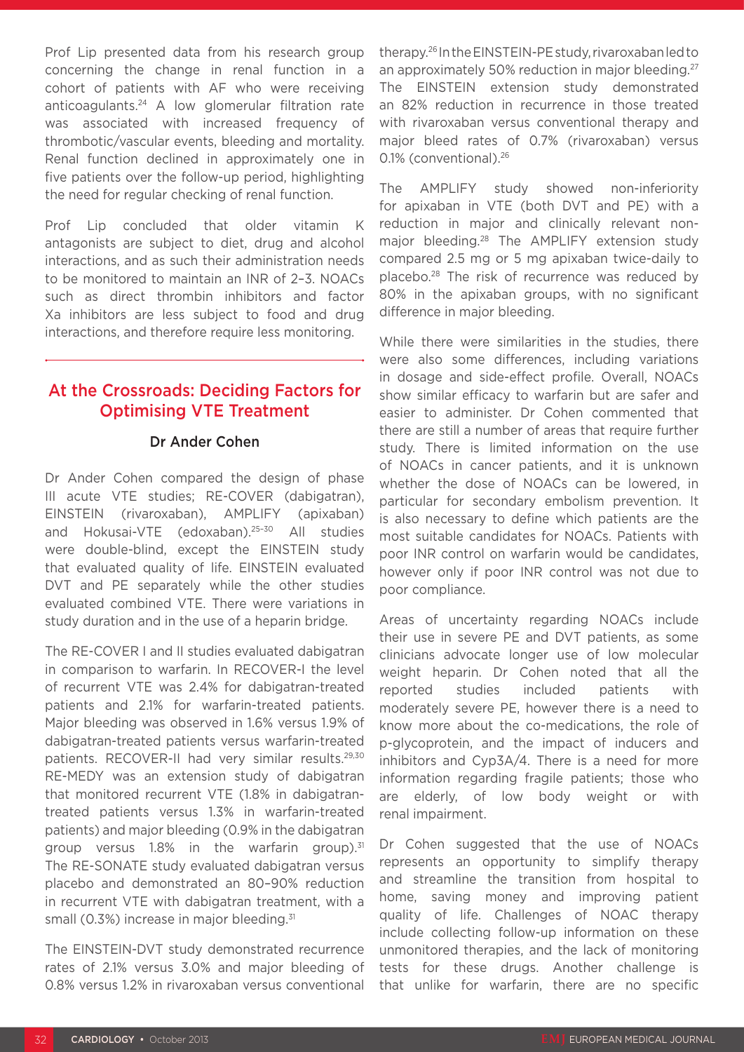Prof Lip presented data from his research group concerning the change in renal function in a cohort of patients with AF who were receiving anticoagulants.[24] A low glomerular filtration rate was associated with increased frequency of thrombotic/vascular events, bleeding and mortality. Renal function declined in approximately one in five patients over the follow-up period, highlighting the need for regular checking of renal function.

Prof Lip concluded that older vitamin K antagonists are subject to diet, drug and alcohol interactions, and as such their administration needs to be monitored to maintain an INR of 2–3. NOACs such as direct thrombin inhibitors and factor Xa inhibitors are less subject to food and drug interactions, and therefore require less monitoring.

## At the Crossroads: Deciding Factors for Optimising VTE Treatment

### Dr Ander Cohen

Dr Ander Cohen compared the design of phase III acute VTE studies; RE-COVER (dabigatran), EINSTEIN (rivaroxaban), AMPLIFY (apixaban) and Hokusai-VTE (edoxaban).[25-30] All studies were double-blind, except the EINSTEIN study that evaluated quality of life. EINSTEIN evaluated DVT and PE separately while the other studies evaluated combined VTE. There were variations in study duration and in the use of a heparin bridge.

The RE-COVER I and II studies evaluated dabigatran in comparison to warfarin. In RECOVER-I the level of recurrent VTE was 2.4% for dabigatran-treated patients and 2.1% for warfarin-treated patients. Major bleeding was observed in 1.6% versus 1.9% of dabigatran-treated patients versus warfarin-treated patients. RECOVER-II had very similar results.[29,30] RE-MEDY was an extension study of dabigatran that monitored recurrent VTE (1.8% in dabigatran-treated patients versus 1.3% in warfarin-treated patients) and major bleeding (0.9% in the dabigatran group versus 1.8% in the warfarin group).[31] The RE-SONATE study evaluated dabigatran versus placebo and demonstrated an 80–90% reduction in recurrent VTE with dabigatran treatment, with a small (0.3%) increase in major bleeding.[31]

The EINSTEIN-DVT study demonstrated recurrence rates of 2.1% versus 3.0% and major bleeding of 0.8% versus 1.2% in rivaroxaban versus conventional therapy.[26] In the EINSTEIN-PE study, rivaroxaban led to an approximately 50% reduction in major bleeding.[27] The EINSTEIN extension study demonstrated an 82% reduction in recurrence in those treated with rivaroxaban versus conventional therapy and major bleed rates of 0.7% (rivaroxaban) versus 0.1% (conventional).[26]

The AMPLIFY study showed non-inferiority for apixaban in VTE (both DVT and PE) with a reduction in major and clinically relevant non-major bleeding.[28] The AMPLIFY extension study compared 2.5 mg or 5 mg apixaban twice-daily to placebo.[28] The risk of recurrence was reduced by 80% in the apixaban groups, with no significant difference in major bleeding.

While there were similarities in the studies, there were also some differences, including variations in dosage and side-effect profile. Overall, NOACs show similar efficacy to warfarin but are safer and easier to administer. Dr Cohen commented that there are still a number of areas that require further study. There is limited information on the use of NOACs in cancer patients, and it is unknown whether the dose of NOACs can be lowered, in particular for secondary embolism prevention. It is also necessary to define which patients are the most suitable candidates for NOACs. Patients with poor INR control on warfarin would be candidates, however only if poor INR control was not due to poor compliance.

Areas of uncertainty regarding NOACs include their use in severe PE and DVT patients, as some clinicians advocate longer use of low molecular weight heparin. Dr Cohen noted that all the reported studies included patients with moderately severe PE, however there is a need to know more about the co-medications, the role of p-glycoprotein, and the impact of inducers and inhibitors and Cyp3A/4. There is a need for more information regarding fragile patients; those who are elderly, of low body weight or with renal impairment.

Dr Cohen suggested that the use of NOACs represents an opportunity to simplify therapy and streamline the transition from hospital to home, saving money and improving patient quality of life. Challenges of NOAC therapy include collecting follow-up information on these unmonitored therapies, and the lack of monitoring tests for these drugs. Another challenge is that unlike for warfarin, there are no specific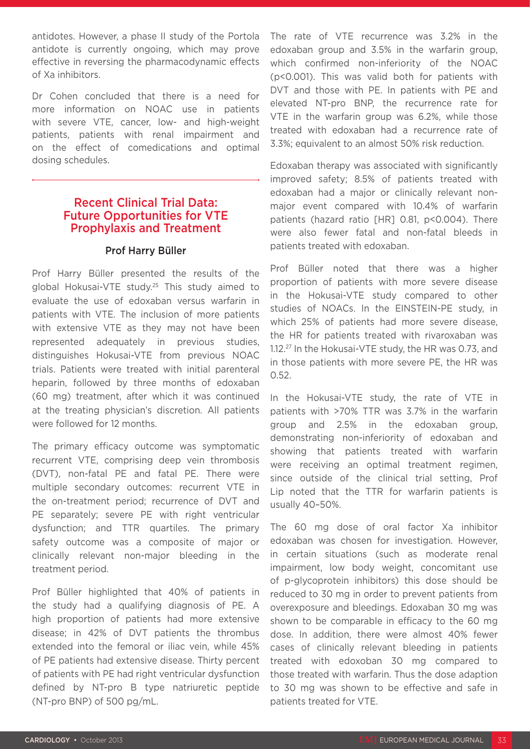antidotes. However, a phase II study of the Portola antidote is currently ongoing, which may prove effective in reversing the pharmacodynamic effects of Xa inhibitors.

Dr Cohen concluded that there is a need for more information on NOAC use in patients with severe VTE, cancer, low- and high-weight patients, patients with renal impairment and on the effect of comedications and optimal dosing schedules.

## Recent Clinical Trial Data: Future Opportunities for VTE Prophylaxis and Treatment

### Prof Harry Büller

Prof Harry Büller presented the results of the global Hokusai-VTE study.[25] This study aimed to evaluate the use of edoxaban versus warfarin in patients with VTE. The inclusion of more patients with extensive VTE as they may not have been represented adequately in previous studies, distinguishes Hokusai-VTE from previous NOAC trials. Patients were treated with initial parenteral heparin, followed by three months of edoxaban (60 mg) treatment, after which it was continued at the treating physician's discretion. All patients were followed for 12 months.

The primary efficacy outcome was symptomatic recurrent VTE, comprising deep vein thrombosis (DVT), non-fatal PE and fatal PE. There were multiple secondary outcomes: recurrent VTE in the on-treatment period; recurrence of DVT and PE separately; severe PE with right ventricular dysfunction; and TTR quartiles. The primary safety outcome was a composite of major or clinically relevant non-major bleeding in the treatment period.

Prof Büller highlighted that 40% of patients in the study had a qualifying diagnosis of PE. A high proportion of patients had more extensive disease; in 42% of DVT patients the thrombus extended into the femoral or iliac vein, while 45% of PE patients had extensive disease. Thirty percent of patients with PE had right ventricular dysfunction defined by NT-pro B type natriuretic peptide (NT-pro BNP) of 500 pg/mL.

The rate of VTE recurrence was 3.2% in the edoxaban group and 3.5% in the warfarin group, which confirmed non-inferiority of the NOAC ($p<0.001$). This was valid both for patients with DVT and those with PE. In patients with PE and elevated NT-pro BNP, the recurrence rate for VTE in the warfarin group was 6.2%, while those treated with edoxaban had a recurrence rate of 3.3%; equivalent to an almost 50% risk reduction.

Edoxaban therapy was associated with significantly improved safety; 8.5% of patients treated with edoxaban had a major or clinically relevant non-major event compared with 10.4% of warfarin patients (hazard ratio [HR] 0.81, $p<0.004$). There were also fewer fatal and non-fatal bleeds in patients treated with edoxaban.

Prof Büller noted that there was a higher proportion of patients with more severe disease in the Hokusai-VTE study compared to other studies of NOACs. In the EINSTEIN-PE study, in which 25% of patients had more severe disease, the HR for patients treated with rivaroxaban was 1.12.[27] In the Hokusai-VTE study, the HR was 0.73, and in those patients with more severe PE, the HR was 0.52.

In the Hokusai-VTE study, the rate of VTE in patients with >70% TTR was 3.7% in the warfarin group and 2.5% in the edoxaban group, demonstrating non-inferiority of edoxaban and showing that patients treated with warfarin were receiving an optimal treatment regimen, since outside of the clinical trial setting, Prof Lip noted that the TTR for warfarin patients is usually 40–50%.

The 60 mg dose of oral factor Xa inhibitor edoxaban was chosen for investigation. However, in certain situations (such as moderate renal impairment, low body weight, concomitant use of p-glycoprotein inhibitors) this dose should be reduced to 30 mg in order to prevent patients from overexposure and bleedings. Edoxaban 30 mg was shown to be comparable in efficacy to the 60 mg dose. In addition, there were almost 40% fewer cases of clinically relevant bleeding in patients treated with edoxoban 30 mg compared to those treated with warfarin. Thus the dose adaption to 30 mg was shown to be effective and safe in patients treated for VTE.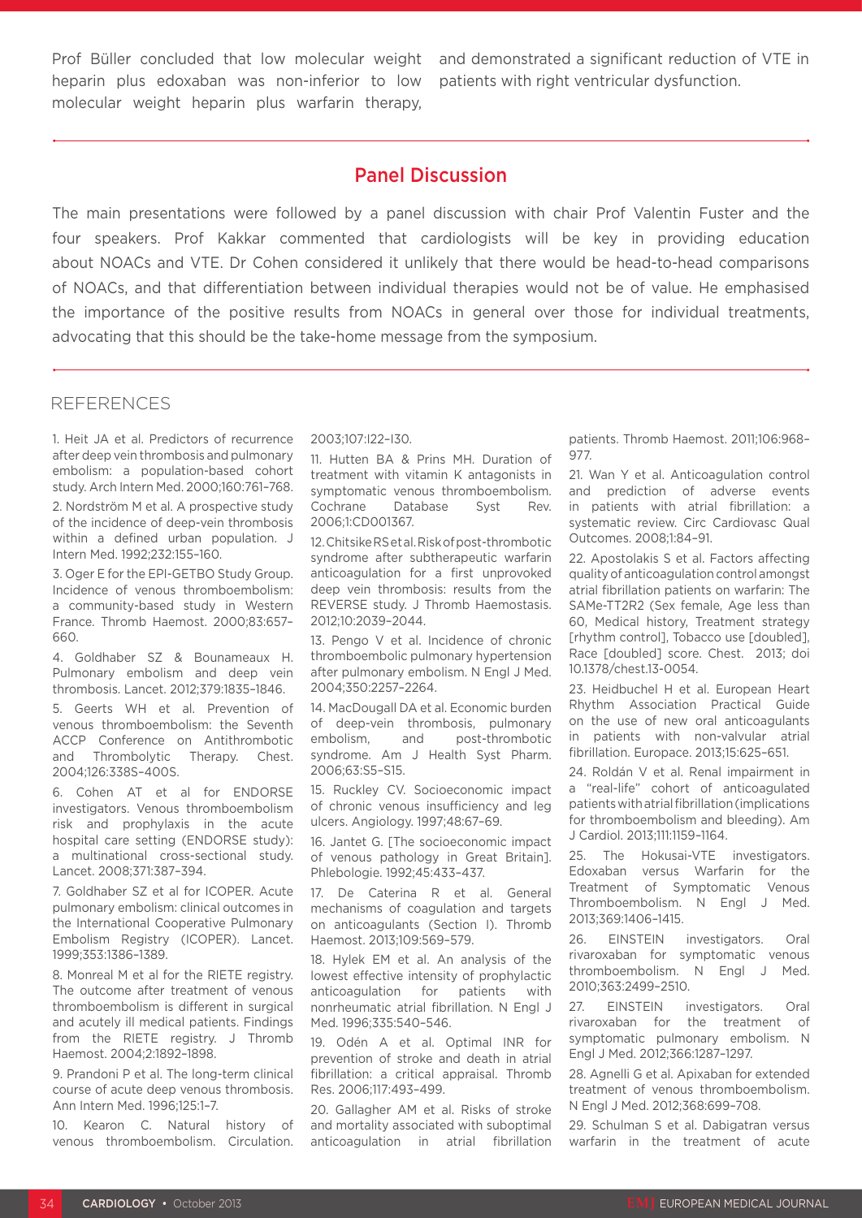Prof Büller concluded that low molecular weight heparin plus edoxaban was non-inferior to low molecular weight heparin plus warfarin therapy, and demonstrated a significant reduction of VTE in patients with right ventricular dysfunction.

## Panel Discussion

The main presentations were followed by a panel discussion with chair Prof Valentin Fuster and the four speakers. Prof Kakkar commented that cardiologists will be key in providing education about NOACs and VTE. Dr Cohen considered it unlikely that there would be head-to-head comparisons of NOACs, and that differentiation between individual therapies would not be of value. He emphasised the importance of the positive results from NOACs in general over those for individual treatments, advocating that this should be the take-home message from the symposium.

## REFERENCES

1. Heit JA et al. Predictors of recurrence after deep vein thrombosis and pulmonary embolism: a population-based cohort study. Arch Intern Med. 2000;160:761–768.
2. Nordström M et al. A prospective study of the incidence of deep-vein thrombosis within a defined urban population. J Intern Med. 1992;232:155–160.
3. Oger E for the EPI-GETBO Study Group. Incidence of venous thromboembolism: a community-based study in Western France. Thromb Haemost. 2000;83:657–660.
4. Goldhaber SZ & Bounameaux H. Pulmonary embolism and deep vein thrombosis. Lancet. 2012;379:1835–1846.
5. Geerts WH et al. Prevention of venous thromboembolism: the Seventh ACCP Conference on Antithrombotic and Thrombolytic Therapy. Chest. 2004;126:338S–400S.
6. Cohen AT et al for ENDORSE investigators. Venous thromboembolism risk and prophylaxis in the acute hospital care setting (ENDORSE study): a multinational cross-sectional study. Lancet. 2008;371:387–394.
7. Goldhaber SZ et al for ICOPER. Acute pulmonary embolism: clinical outcomes in the International Cooperative Pulmonary Embolism Registry (ICOPER). Lancet. 1999;353:1386–1389.
8. Monreal M et al for the RIETE registry. The outcome after treatment of venous thromboembolism is different in surgical and acutely ill medical patients. Findings from the RIETE registry. J Thromb Haemost. 2004;2:1892–1898.
9. Prandoni P et al. The long-term clinical course of acute deep venous thrombosis. Ann Intern Med. 1996;125:1–7.
10. Kearon C. Natural history of venous thromboembolism. Circulation. 2003;107:I22–I30.
11. Hutten BA & Prins MH. Duration of treatment with vitamin K antagonists in symptomatic venous thromboembolism. Cochrane Database Syst Rev. 2006;1:CD001367.
12. Chitsike RS et al. Risk of post-thrombotic syndrome after subtherapeutic warfarin anticoagulation for a first unprovoked deep vein thrombosis: results from the REVERSE study. J Thromb Haemostasis. 2012;10:2039–2044.
13. Pengo V et al. Incidence of chronic thromboembolic pulmonary hypertension after pulmonary embolism. N Engl J Med. 2004;350:2257–2264.
14. MacDougall DA et al. Economic burden of deep-vein thrombosis, pulmonary embolism, and post-thrombotic syndrome. Am J Health Syst Pharm. 2006;63:S5–S15.
15. Ruckley CV. Socioeconomic impact of chronic venous insufficiency and leg ulcers. Angiology. 1997;48:67–69.
16. Jantet G. [The socioeconomic impact of venous pathology in Great Britain]. Phlebologie. 1992;45:433–437.
17. De Caterina R et al. General mechanisms of coagulation and targets on anticoagulants (Section I). Thromb Haemost. 2013;109:569–579.
18. Hylek EM et al. An analysis of the lowest effective intensity of prophylactic anticoagulation for patients with nonrheumatic atrial fibrillation. N Engl J Med. 1996;335:540–546.
19. Odén A et al. Optimal INR for prevention of stroke and death in atrial fibrillation: a critical appraisal. Thromb Res. 2006;117:493–499.
20. Gallagher AM et al. Risks of stroke and mortality associated with suboptimal anticoagulation in atrial fibrillation patients. Thromb Haemost. 2011;106:968–977.
21. Wan Y et al. Anticoagulation control and prediction of adverse events in patients with atrial fibrillation: a systematic review. Circ Cardiovasc Qual Outcomes. 2008;1:84–91.
22. Apostolakis S et al. Factors affecting quality of anticoagulation control amongst atrial fibrillation patients on warfarin: The SAMe-TT2R2 (Sex female, Age less than 60, Medical history, Treatment strategy [rhythm control], Tobacco use [doubled], Race [doubled] score. Chest. 2013; doi 10.1378/chest.13-0054.
23. Heidbuchel H et al. European Heart Rhythm Association Practical Guide on the use of new oral anticoagulants in patients with non-valvular atrial fibrillation. Europace. 2013;15:625–651.
24. Roldán V et al. Renal impairment in a "real-life" cohort of anticoagulated patients with atrial fibrillation (implications for thromboembolism and bleeding). Am J Cardiol. 2013;111:1159–1164.
25. The Hokusai-VTE investigators. Edoxaban versus Warfarin for the Treatment of Symptomatic Venous Thromboembolism. N Engl J Med. 2013;369:1406–1415.
26. EINSTEIN investigators. Oral rivaroxaban for symptomatic venous thromboembolism. N Engl J Med. 2010;363:2499–2510.
27. EINSTEIN investigators. Oral rivaroxaban for the treatment of symptomatic pulmonary embolism. N Engl J Med. 2012;366:1287–1297.
28. Agnelli G et al. Apixaban for extended treatment of venous thromboembolism. N Engl J Med. 2012;368:699–708.
29. Schulman S et al. Dabigatran versus warfarin in the treatment of acute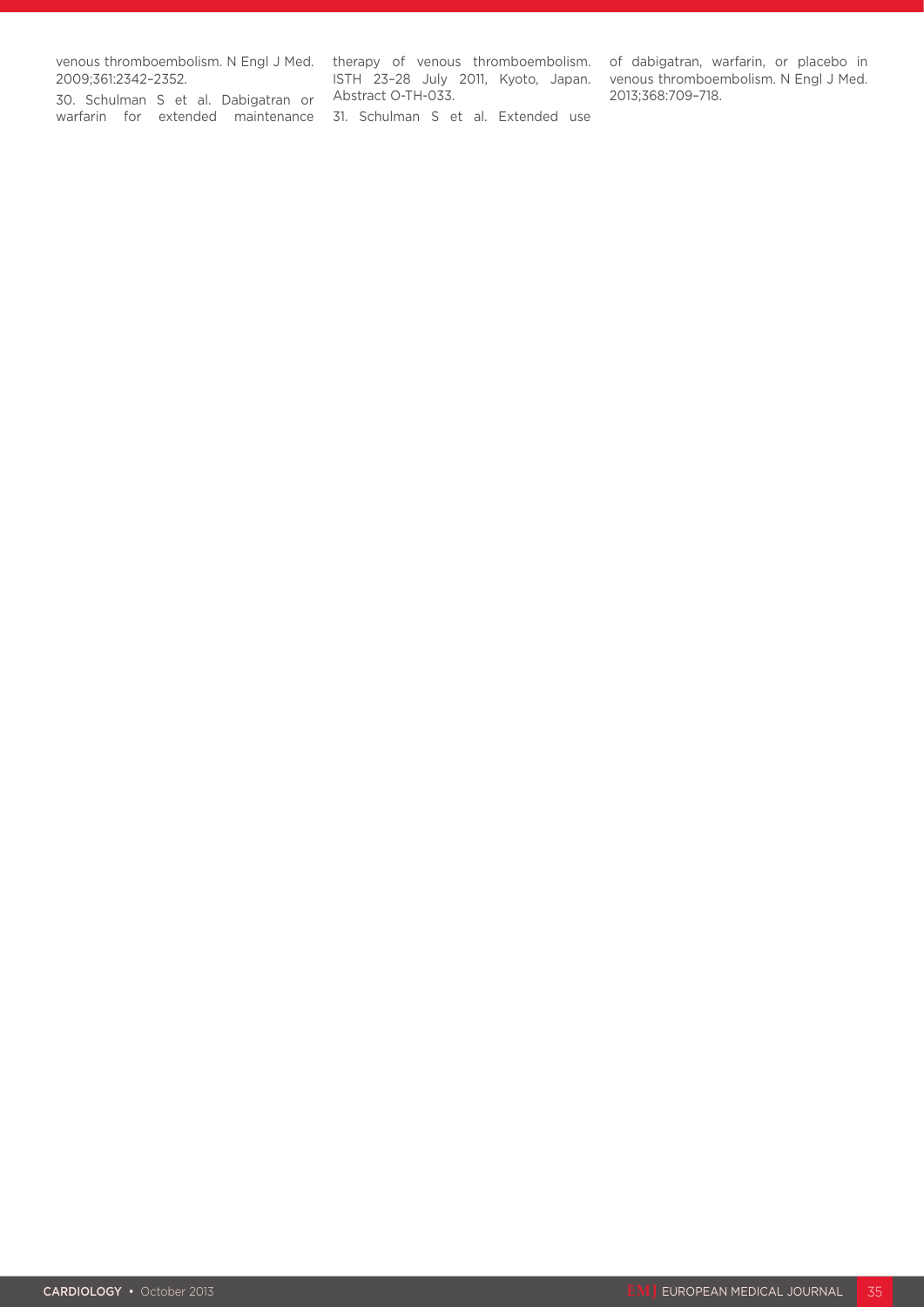venous thromboembolism. N Engl J Med. 2009;361:2342–2352.

30. Schulman S et al. Dabigatran or warfarin for extended maintenance therapy of venous thromboembolism. ISTH 23–28 July 2011, Kyoto, Japan. Abstract O-TH-033.

31. Schulman S et al. Extended use of dabigatran, warfarin, or placebo in venous thromboembolism. N Engl J Med. 2013;368:709–718.